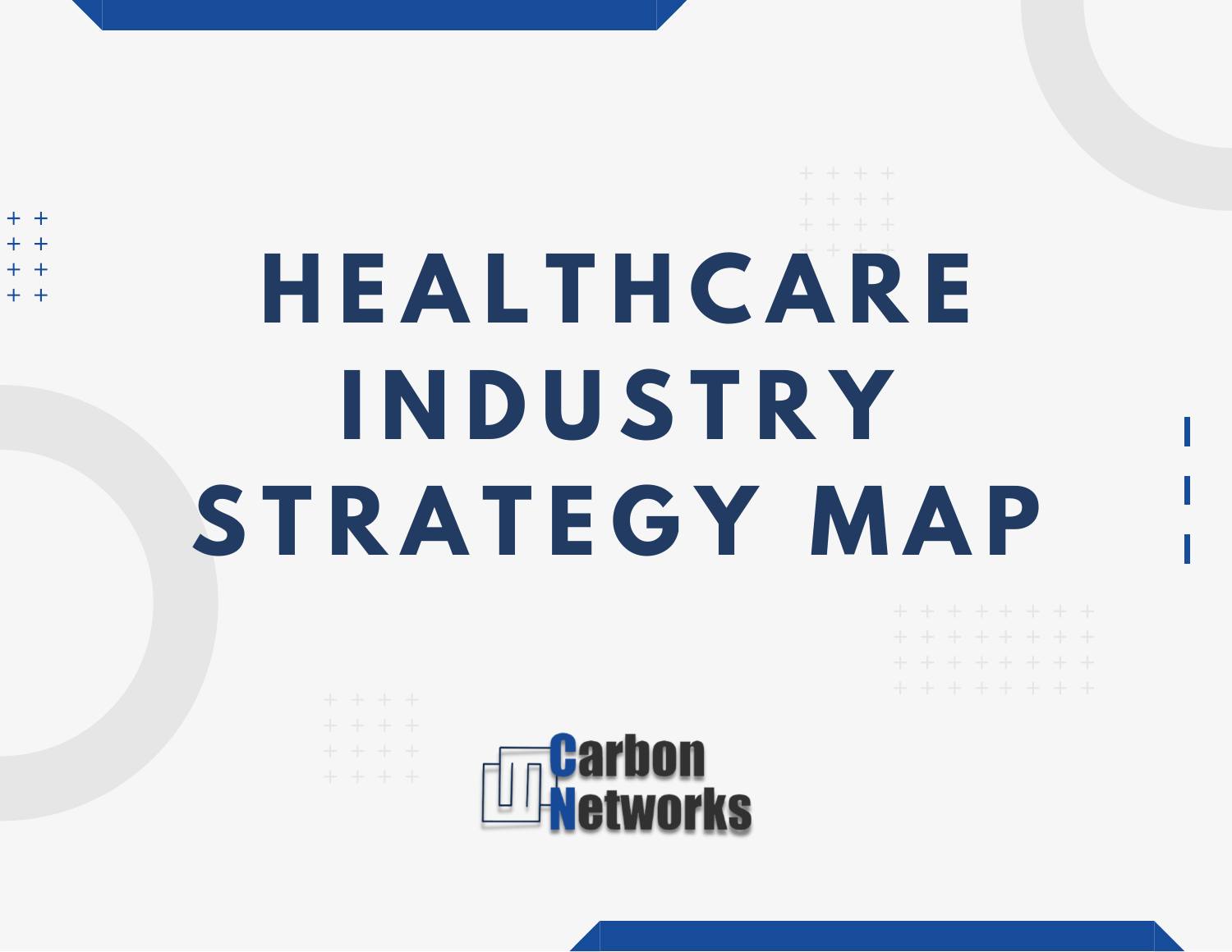# HEALTHCARE INDUSTRY STRATEGY MAP

Carbon Networks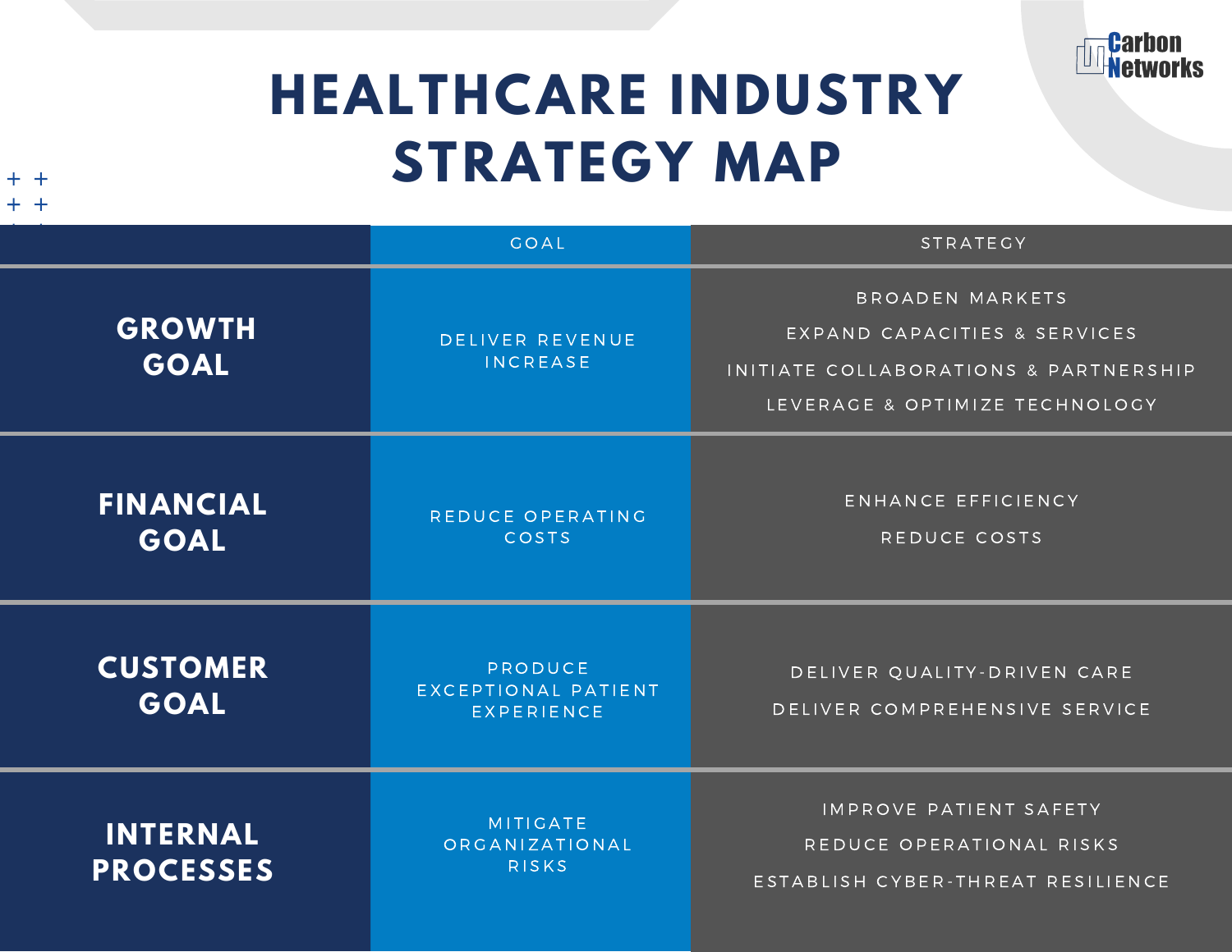# HEALTHCARE INDUSTRY STRATEGY MAP

Carbon Networks

| | GOAL | STRATEGY |
|---|---|---|
| **GROWTH GOAL** | DELIVER REVENUE INCREASE | BROADEN MARKETS<br>EXPAND CAPACITIES & SERVICES<br>INITIATE COLLABORATIONS & PARTNERSHIP<br>LEVERAGE & OPTIMIZE TECHNOLOGY |
| **FINANCIAL GOAL** | REDUCE OPERATING COSTS | ENHANCE EFFICIENCY<br>REDUCE COSTS |
| **CUSTOMER GOAL** | PRODUCE EXCEPTIONAL PATIENT EXPERIENCE | DELIVER QUALITY-DRIVEN CARE<br>DELIVER COMPREHENSIVE SERVICE |
| **INTERNAL PROCESSES** | MITIGATE ORGANIZATIONAL RISKS | IMPROVE PATIENT SAFETY<br>REDUCE OPERATIONAL RISKS<br>ESTABLISH CYBER-THREAT RESILIENCE |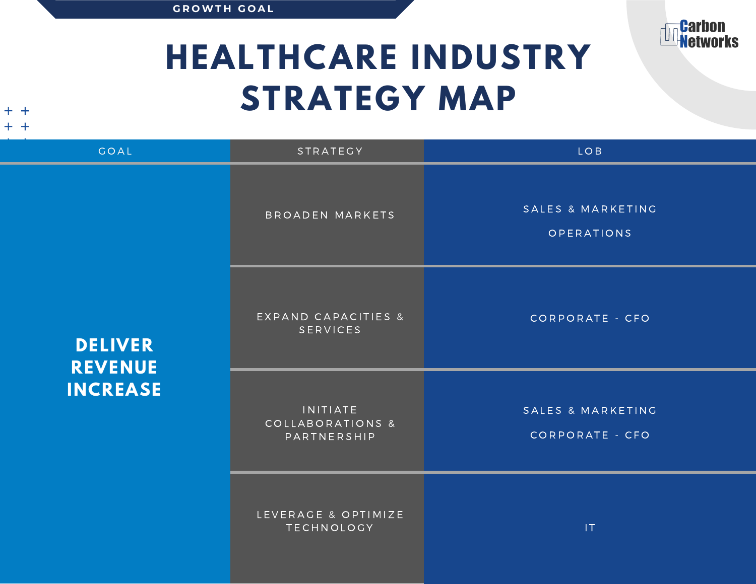GROWTH GOAL

# HEALTHCARE INDUSTRY STRATEGY MAP

Carbon Networks

| GOAL | STRATEGY | LOB |
| --- | --- | --- |
| **DELIVER REVENUE INCREASE** | BROADEN MARKETS | SALES & MARKETING<br>OPERATIONS |
| | EXPAND CAPACITIES & SERVICES | CORPORATE - CFO |
| | INITIATE COLLABORATIONS & PARTNERSHIP | SALES & MARKETING<br>CORPORATE - CFO |
| | LEVERAGE & OPTIMIZE TECHNOLOGY | IT |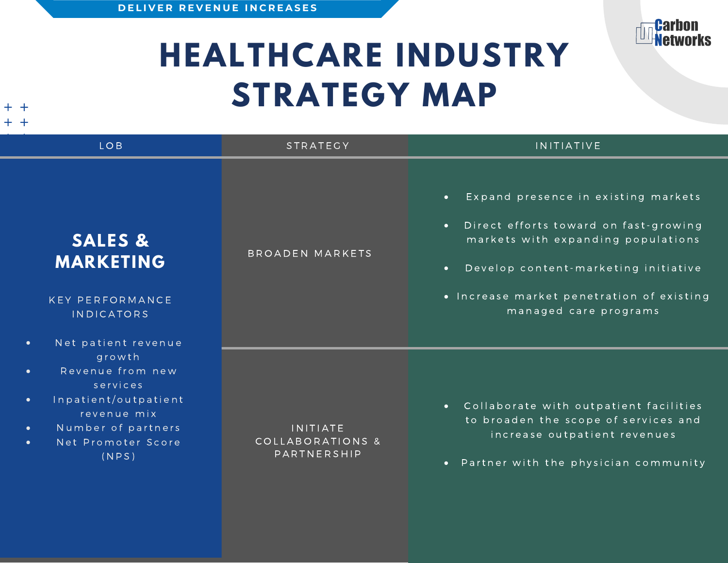DELIVER REVENUE INCREASES

# HEALTHCARE INDUSTRY STRATEGY MAP

Carbon Networks

| LOB | STRATEGY | INITIATIVE |
| --- | --- | --- |
| **SALES & MARKETING**<br><br>KEY PERFORMANCE INDICATORS<br><br>• Net patient revenue growth<br>• Revenue from new services<br>• Inpatient/outpatient revenue mix<br>• Number of partners<br>• Net Promoter Score (NPS) | BROADEN MARKETS | • Expand presence in existing markets<br>• Direct efforts toward on fast-growing markets with expanding populations<br>• Develop content-marketing initiative<br>• Increase market penetration of existing managed care programs |
| | INITIATE COLLABORATIONS & PARTNERSHIP | • Collaborate with outpatient facilities to broaden the scope of services and increase outpatient revenues<br>• Partner with the physician community |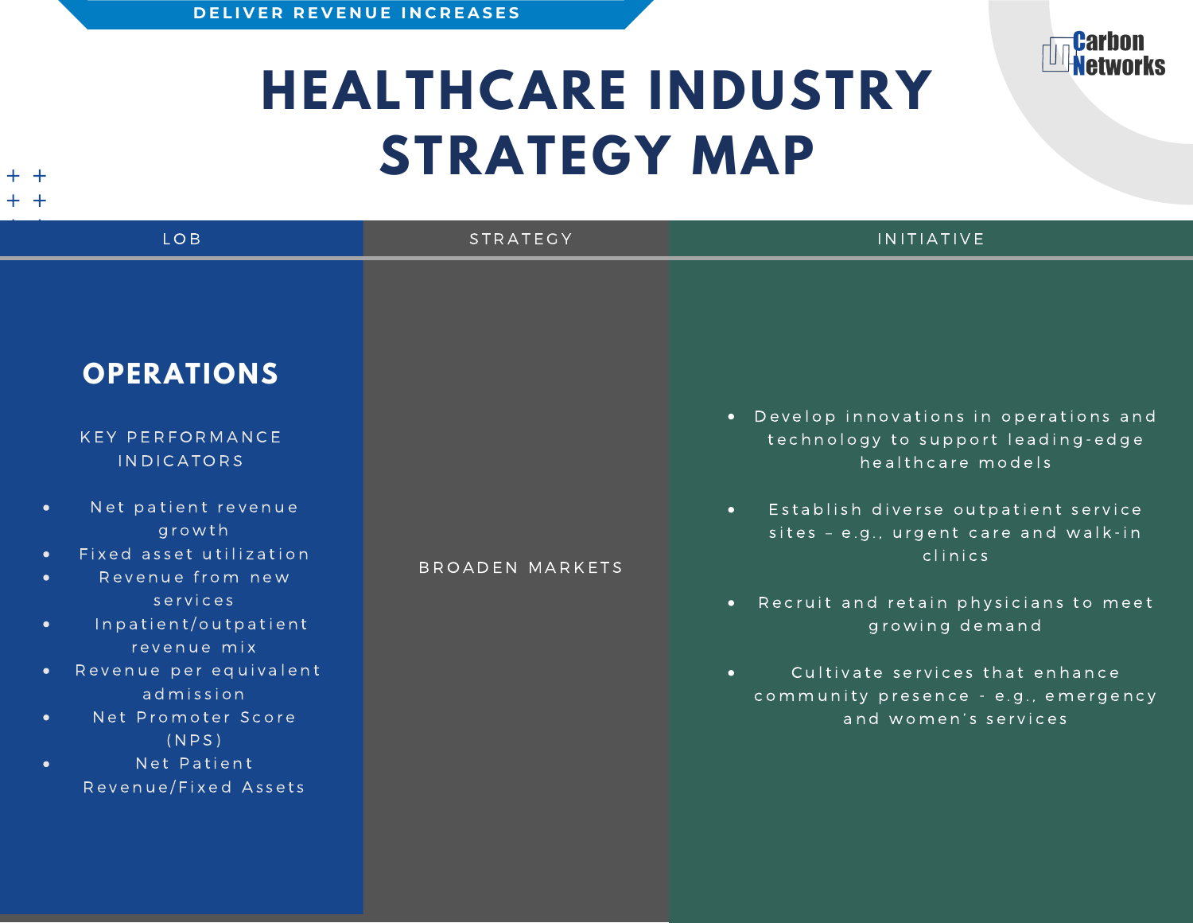DELIVER REVENUE INCREASES

# HEALTHCARE INDUSTRY STRATEGY MAP

| LOB | STRATEGY | INITIATIVE |
| --- | --- | --- |
| **OPERATIONS**<br><br>KEY PERFORMANCE INDICATORS<br><br>• Net patient revenue growth<br>• Fixed asset utilization<br>• Revenue from new services<br>• Inpatient/outpatient revenue mix<br>• Revenue per equivalent admission<br>• Net Promoter Score (NPS)<br>• Net Patient Revenue/Fixed Assets | BROADEN MARKETS | • Develop innovations in operations and technology to support leading-edge healthcare models<br>• Establish diverse outpatient service sites – e.g., urgent care and walk-in clinics<br>• Recruit and retain physicians to meet growing demand<br>• Cultivate services that enhance community presence - e.g., emergency and women's services |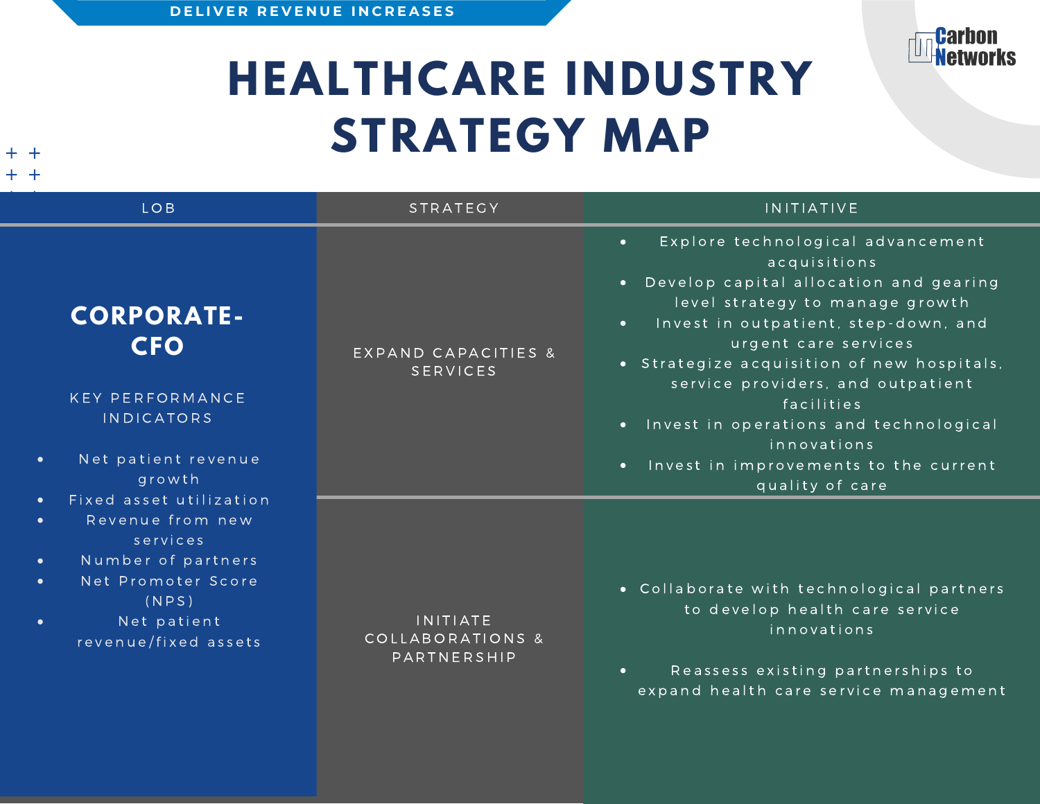DELIVER REVENUE INCREASES

# HEALTHCARE INDUSTRY STRATEGY MAP

| LOB | STRATEGY | INITIATIVE |
| --- | --- | --- |
| **CORPORATE-CFO**<br><br>KEY PERFORMANCE INDICATORS<br><br>• Net patient revenue growth<br>• Fixed asset utilization<br>• Revenue from new services<br>• Number of partners<br>• Net Promoter Score (NPS)<br>• Net patient revenue/fixed assets | EXPAND CAPACITIES & SERVICES | • Explore technological advancement acquisitions<br>• Develop capital allocation and gearing level strategy to manage growth<br>• Invest in outpatient, step-down, and urgent care services<br>• Strategize acquisition of new hospitals, service providers, and outpatient facilities<br>• Invest in operations and technological innovations<br>• Invest in improvements to the current quality of care |
| | INITIATE COLLABORATIONS & PARTNERSHIP | • Collaborate with technological partners to develop health care service innovations<br>• Reassess existing partnerships to expand health care service management |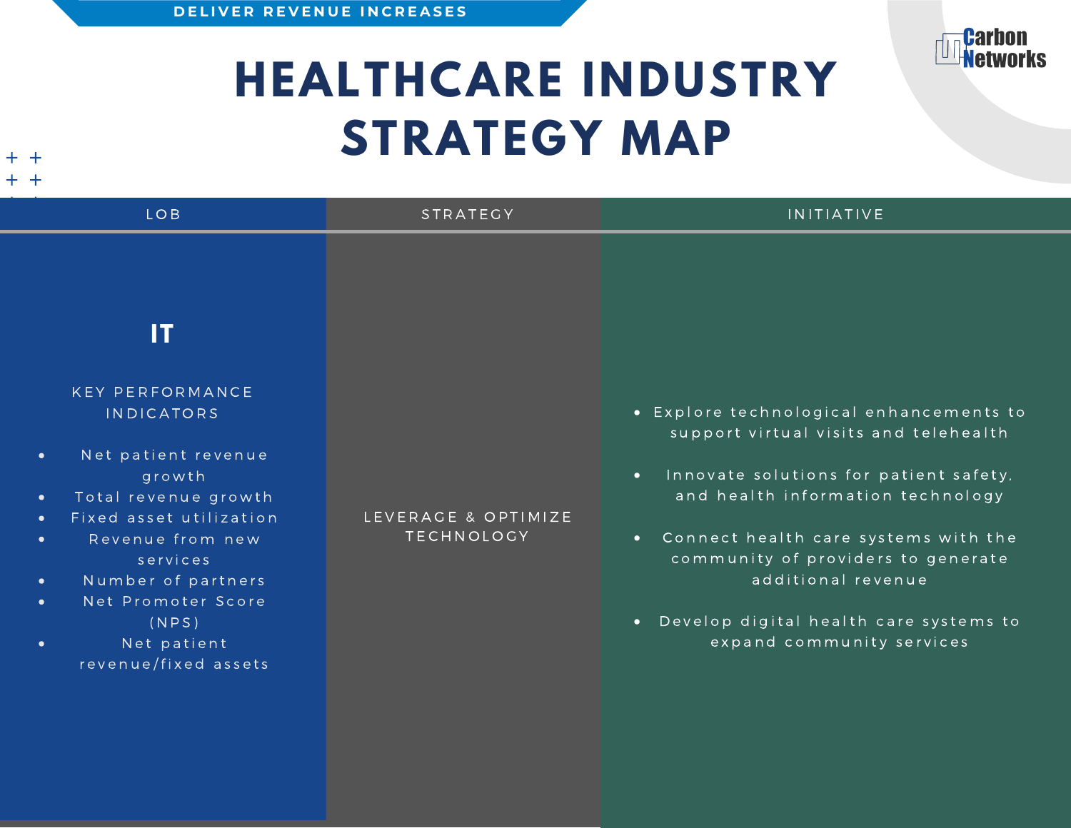DELIVER REVENUE INCREASES

# HEALTHCARE INDUSTRY STRATEGY MAP

Carbon Networks

| LOB | STRATEGY | INITIATIVE |
| --- | --- | --- |
| **IT**<br><br>KEY PERFORMANCE INDICATORS<br><br>• Net patient revenue growth<br>• Total revenue growth<br>• Fixed asset utilization<br>• Revenue from new services<br>• Number of partners<br>• Net Promoter Score (NPS)<br>• Net patient revenue/fixed assets | LEVERAGE & OPTIMIZE TECHNOLOGY | • Explore technological enhancements to support virtual visits and telehealth<br>• Innovate solutions for patient safety, and health information technology<br>• Connect health care systems with the community of providers to generate additional revenue<br>• Develop digital health care systems to expand community services |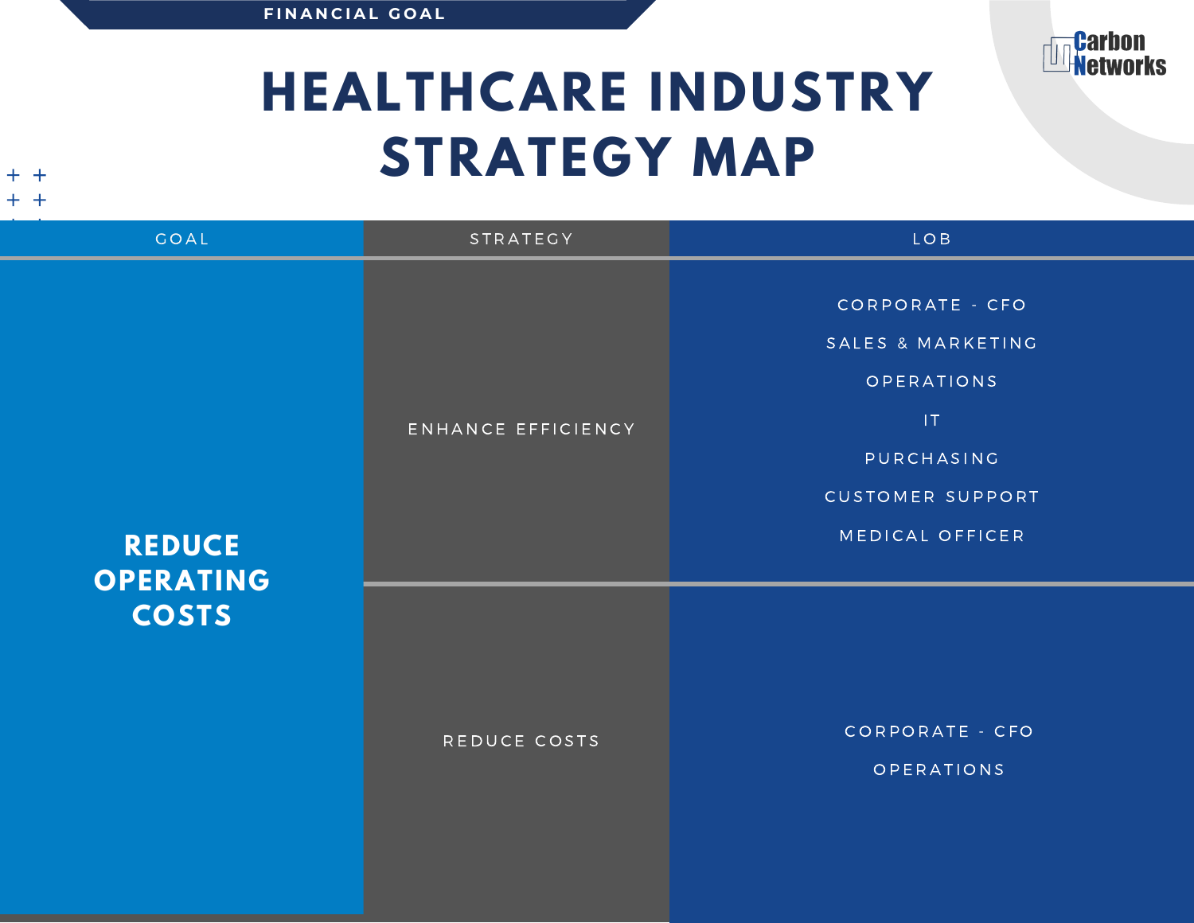FINANCIAL GOAL

# HEALTHCARE INDUSTRY STRATEGY MAP

| GOAL | STRATEGY | LOB |
| --- | --- | --- |
| **REDUCE OPERATING COSTS** | ENHANCE EFFICIENCY | CORPORATE - CFO<br>SALES & MARKETING<br>OPERATIONS<br>IT<br>PURCHASING<br>CUSTOMER SUPPORT<br>MEDICAL OFFICER |
| | REDUCE COSTS | CORPORATE - CFO<br>OPERATIONS |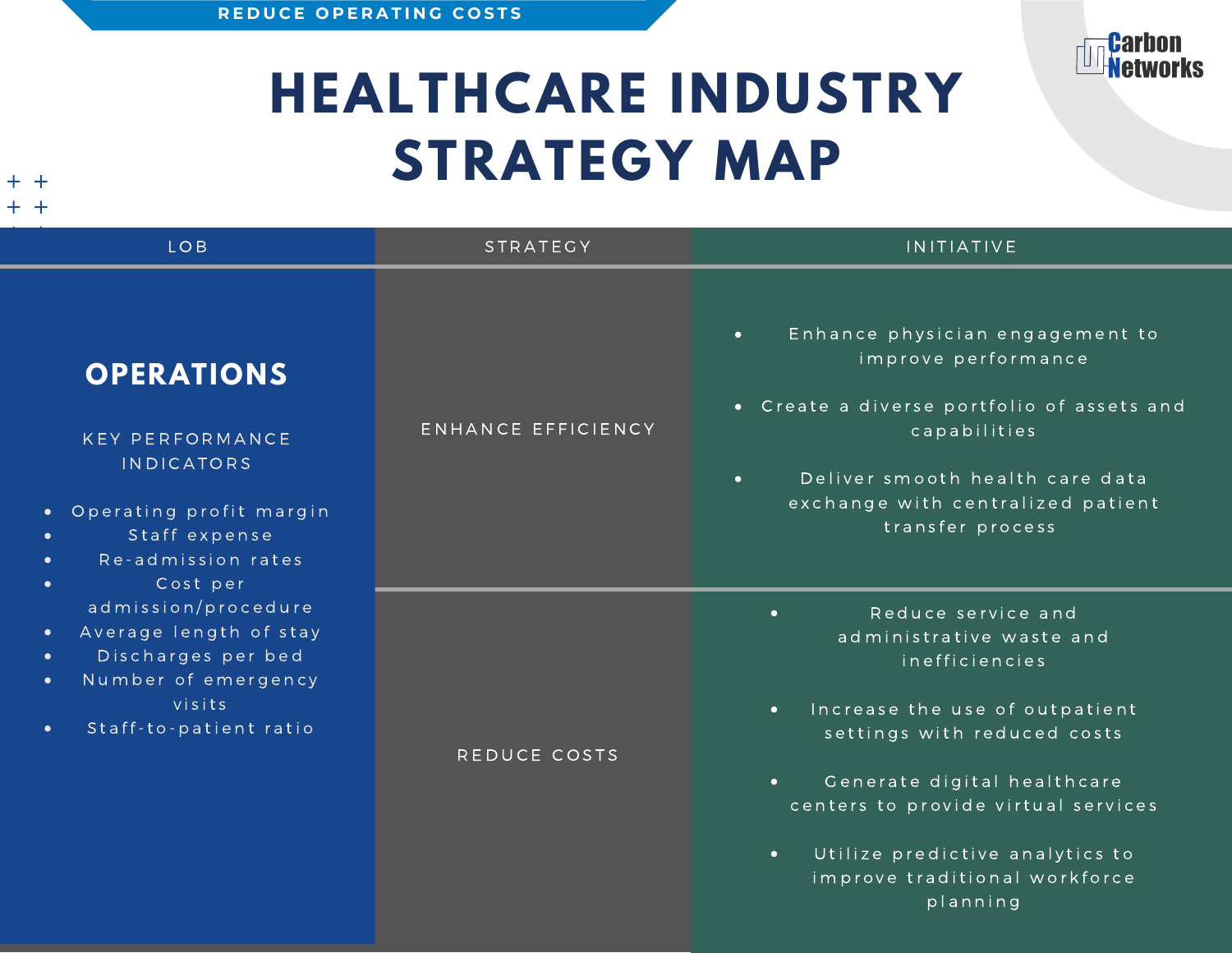REDUCE OPERATING COSTS

# HEALTHCARE INDUSTRY STRATEGY MAP

| LOB | STRATEGY | INITIATIVE |
| --- | --- | --- |
| **OPERATIONS**<br><br>KEY PERFORMANCE INDICATORS<br><br>• Operating profit margin<br>• Staff expense<br>• Re-admission rates<br>• Cost per admission/procedure<br>• Average length of stay<br>• Discharges per bed<br>• Number of emergency visits<br>• Staff-to-patient ratio | ENHANCE EFFICIENCY | • Enhance physician engagement to improve performance<br>• Create a diverse portfolio of assets and capabilities<br>• Deliver smooth health care data exchange with centralized patient transfer process |
| | REDUCE COSTS | • Reduce service and administrative waste and inefficiencies<br>• Increase the use of outpatient settings with reduced costs<br>• Generate digital healthcare centers to provide virtual services<br>• Utilize predictive analytics to improve traditional workforce planning |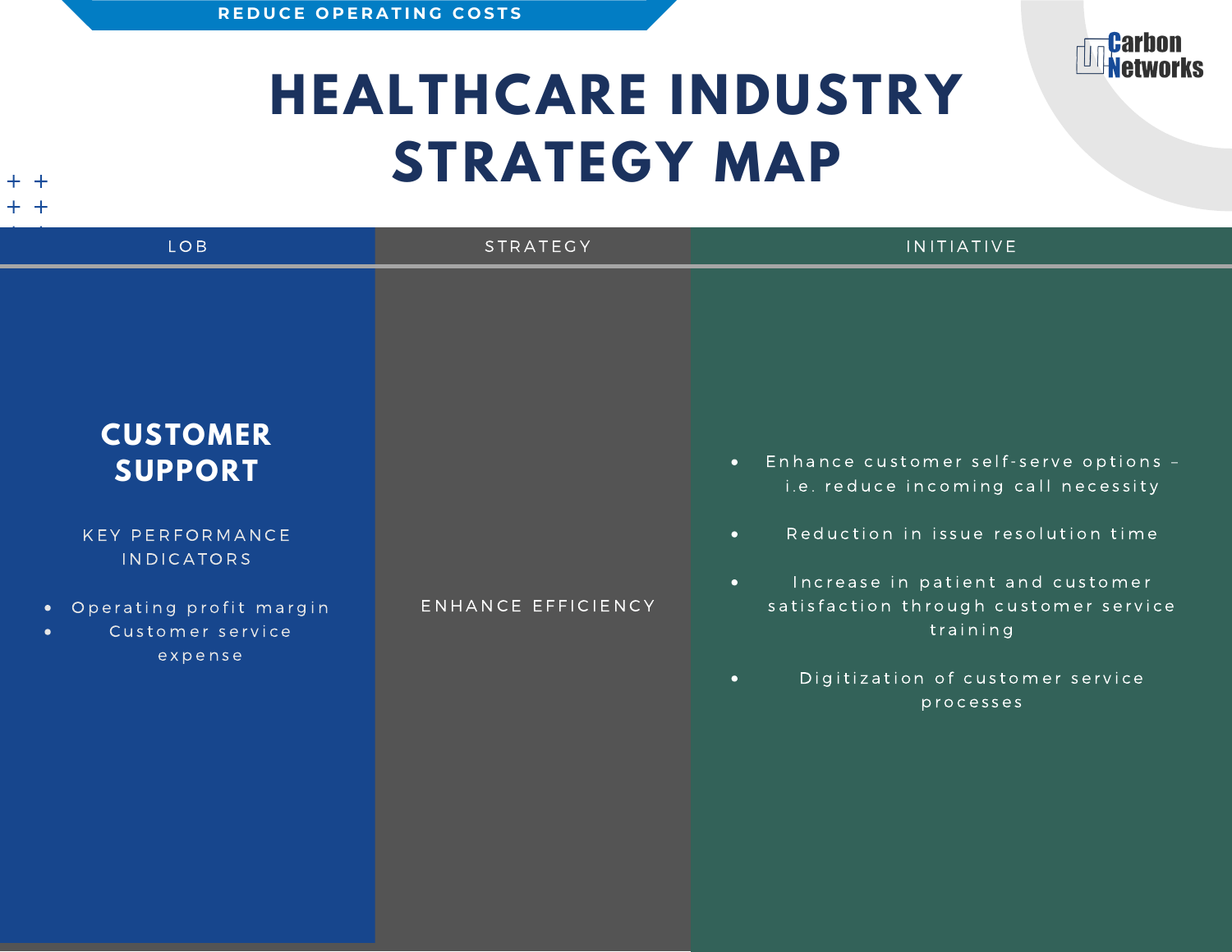REDUCE OPERATING COSTS

# HEALTHCARE INDUSTRY STRATEGY MAP

| LOB | STRATEGY | INITIATIVE |
| --- | --- | --- |
| **CUSTOMER SUPPORT**<br><br>KEY PERFORMANCE INDICATORS<br><br>• Operating profit margin<br>• Customer service expense | ENHANCE EFFICIENCY | • Enhance customer self-serve options – i.e. reduce incoming call necessity<br>• Reduction in issue resolution time<br>• Increase in patient and customer satisfaction through customer service training<br>• Digitization of customer service processes |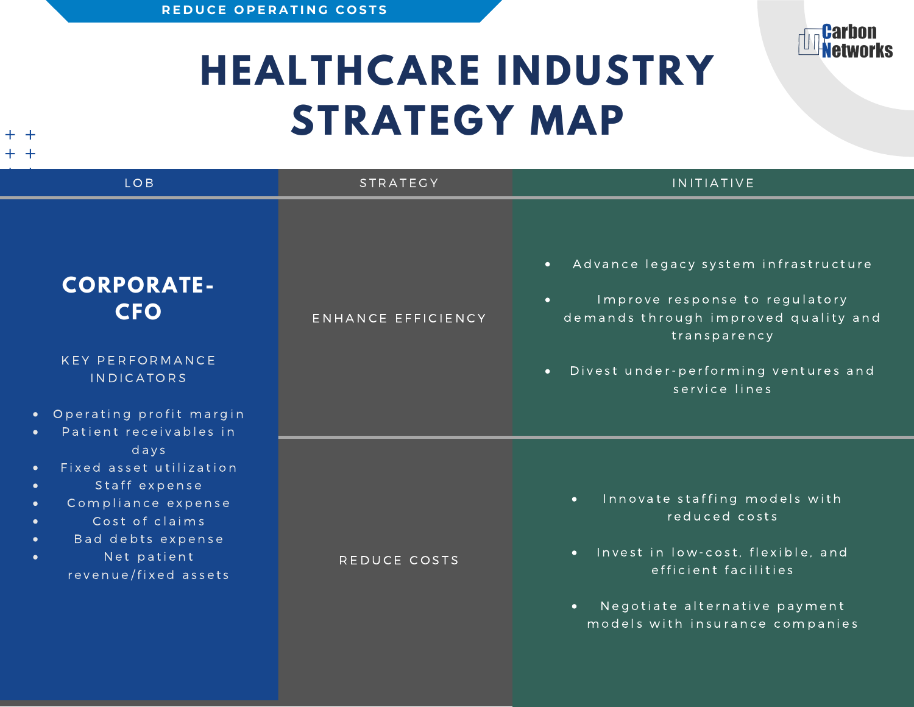REDUCE OPERATING COSTS

# HEALTHCARE INDUSTRY STRATEGY MAP

Carbon Networks

| LOB | STRATEGY | INITIATIVE |
| --- | --- | --- |
| **CORPORATE-CFO**<br><br>KEY PERFORMANCE INDICATORS<br><br>• Operating profit margin<br>• Patient receivables in days<br>• Fixed asset utilization<br>• Staff expense<br>• Compliance expense<br>• Cost of claims<br>• Bad debts expense<br>• Net patient revenue/fixed assets | ENHANCE EFFICIENCY | • Advance legacy system infrastructure<br>• Improve response to regulatory demands through improved quality and transparency<br>• Divest under-performing ventures and service lines |
| | REDUCE COSTS | • Innovate staffing models with reduced costs<br>• Invest in low-cost, flexible, and efficient facilities<br>• Negotiate alternative payment models with insurance companies |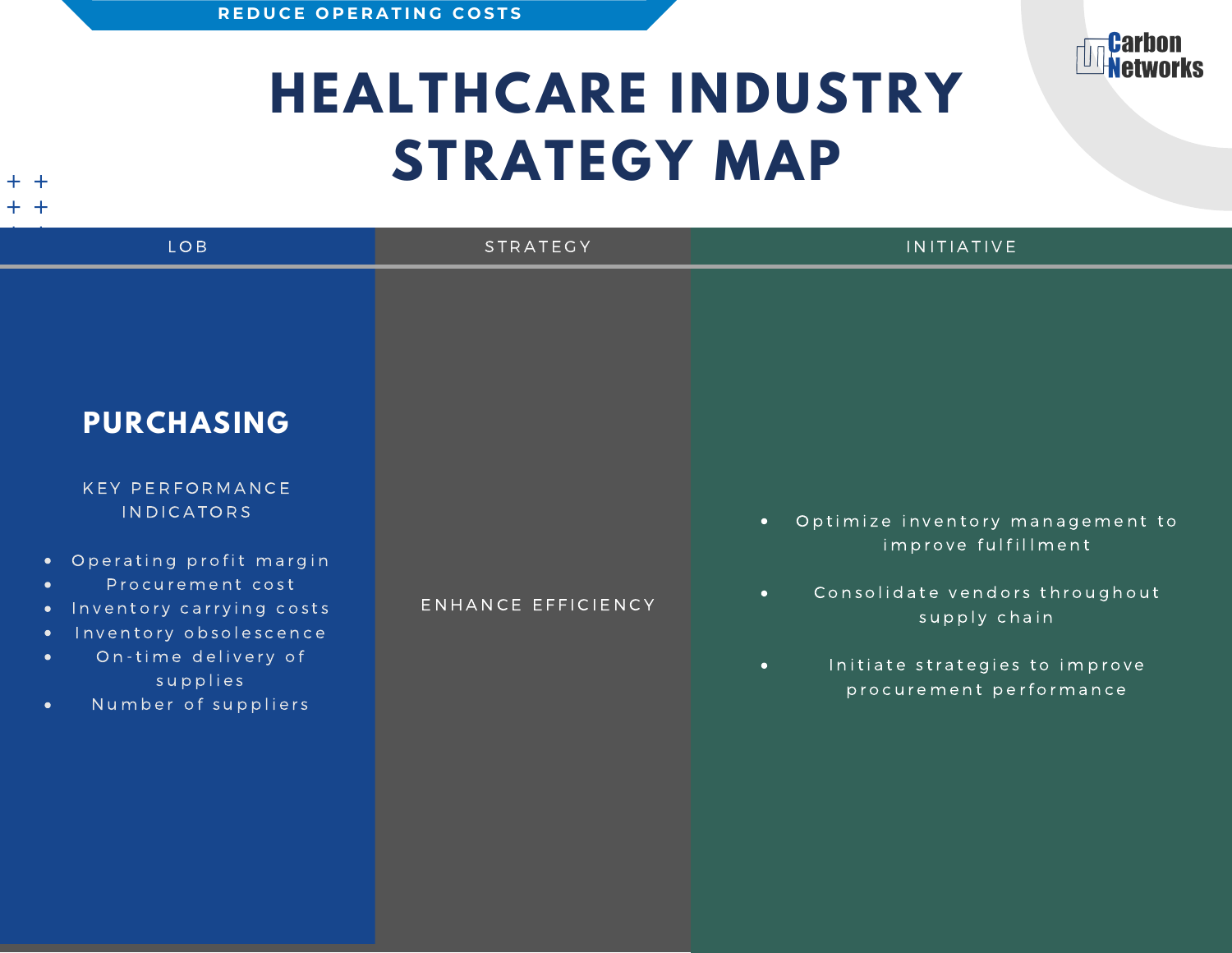REDUCE OPERATING COSTS

# HEALTHCARE INDUSTRY STRATEGY MAP

Carbon Networks

| LOB | STRATEGY | INITIATIVE |
| --- | --- | --- |
| **PURCHASING**<br><br>KEY PERFORMANCE INDICATORS<br><br>• Operating profit margin<br>• Procurement cost<br>• Inventory carrying costs<br>• Inventory obsolescence<br>• On-time delivery of supplies<br>• Number of suppliers | ENHANCE EFFICIENCY | • Optimize inventory management to improve fulfillment<br>• Consolidate vendors throughout supply chain<br>• Initiate strategies to improve procurement performance |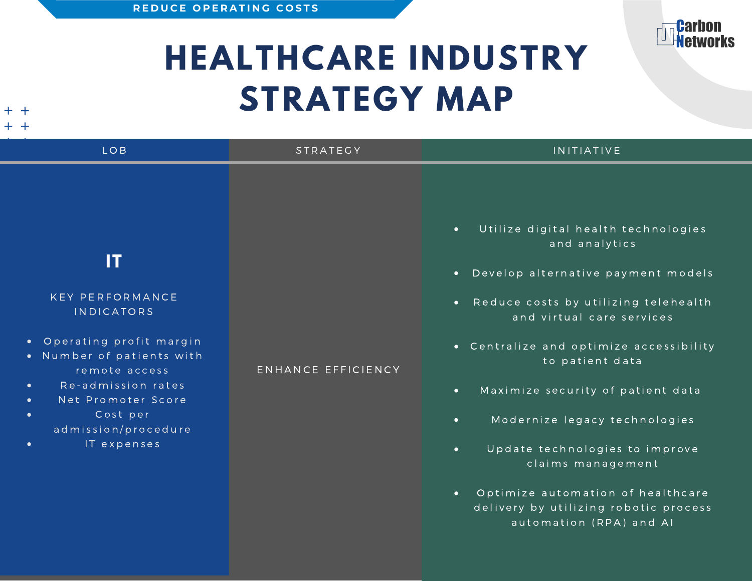REDUCE OPERATING COSTS

# HEALTHCARE INDUSTRY STRATEGY MAP

| LOB | STRATEGY | INITIATIVE |
|---|---|---|
| **IT**<br><br>KEY PERFORMANCE INDICATORS<br><br>• Operating profit margin<br>• Number of patients with remote access<br>• Re-admission rates<br>• Net Promoter Score<br>• Cost per admission/procedure<br>• IT expenses | ENHANCE EFFICIENCY | • Utilize digital health technologies and analytics<br>• Develop alternative payment models<br>• Reduce costs by utilizing telehealth and virtual care services<br>• Centralize and optimize accessibility to patient data<br>• Maximize security of patient data<br>• Modernize legacy technologies<br>• Update technologies to improve claims management<br>• Optimize automation of healthcare delivery by utilizing robotic process automation (RPA) and AI |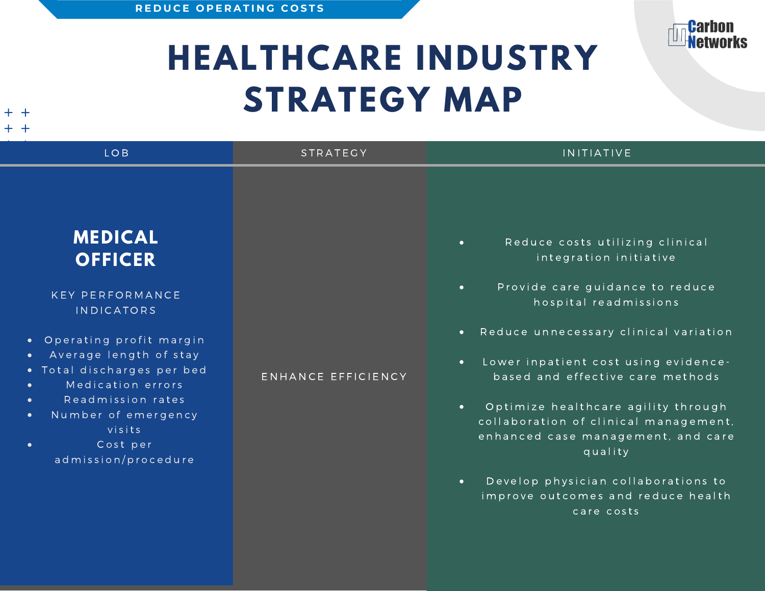REDUCE OPERATING COSTS

# HEALTHCARE INDUSTRY STRATEGY MAP

| LOB | STRATEGY | INITIATIVE |
| --- | --- | --- |
| **MEDICAL OFFICER**<br><br>KEY PERFORMANCE INDICATORS<br><br>• Operating profit margin<br>• Average length of stay<br>• Total discharges per bed<br>• Medication errors<br>• Readmission rates<br>• Number of emergency visits<br>• Cost per admission/procedure | ENHANCE EFFICIENCY | • Reduce costs utilizing clinical integration initiative<br>• Provide care guidance to reduce hospital readmissions<br>• Reduce unnecessary clinical variation<br>• Lower inpatient cost using evidence-based and effective care methods<br>• Optimize healthcare agility through collaboration of clinical management, enhanced case management, and care quality<br>• Develop physician collaborations to improve outcomes and reduce health care costs |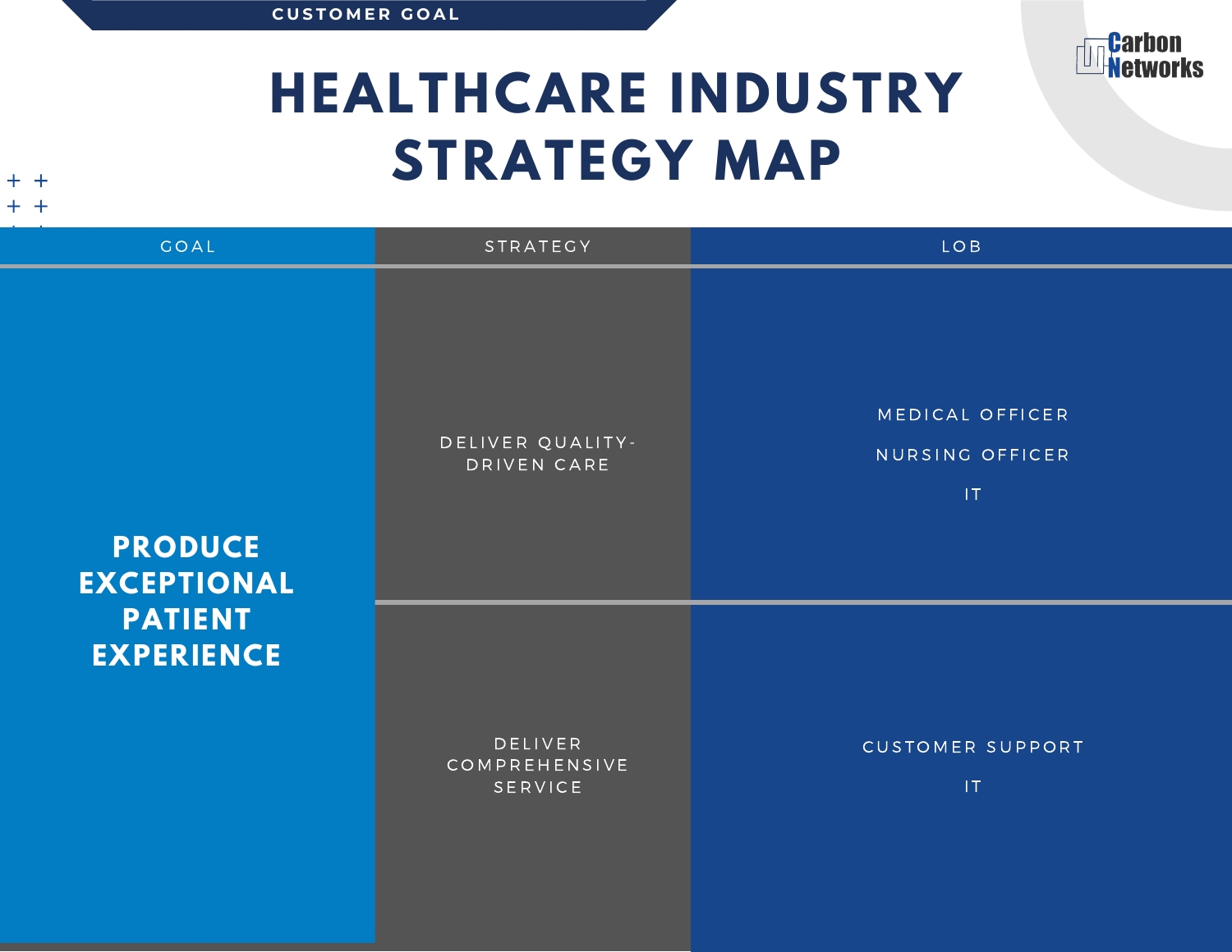CUSTOMER GOAL

# HEALTHCARE INDUSTRY STRATEGY MAP

| GOAL | STRATEGY | LOB |
|---|---|---|
| PRODUCE EXCEPTIONAL PATIENT EXPERIENCE | DELIVER QUALITY-DRIVEN CARE | MEDICAL OFFICER<br>NURSING OFFICER<br>IT |
| | DELIVER COMPREHENSIVE SERVICE | CUSTOMER SUPPORT<br>IT |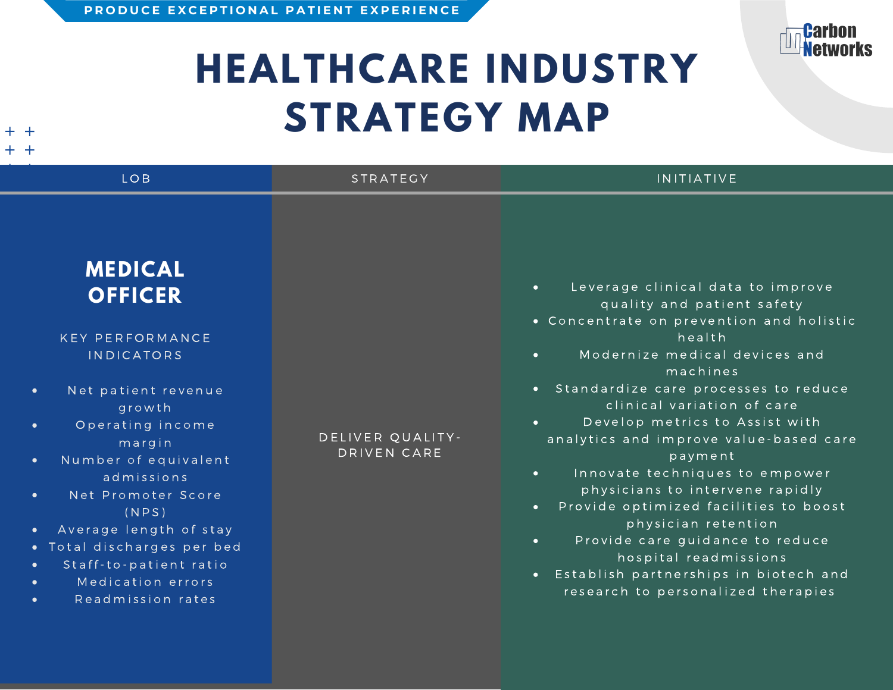PRODUCE EXCEPTIONAL PATIENT EXPERIENCE

# HEALTHCARE INDUSTRY STRATEGY MAP

| LOB | STRATEGY | INITIATIVE |
| --- | --- | --- |
| **MEDICAL OFFICER**<br><br>KEY PERFORMANCE INDICATORS<br><br>• Net patient revenue growth<br>• Operating income margin<br>• Number of equivalent admissions<br>• Net Promoter Score (NPS)<br>• Average length of stay<br>• Total discharges per bed<br>• Staff-to-patient ratio<br>• Medication errors<br>• Readmission rates | DELIVER QUALITY-DRIVEN CARE | • Leverage clinical data to improve quality and patient safety<br>• Concentrate on prevention and holistic health<br>• Modernize medical devices and machines<br>• Standardize care processes to reduce clinical variation of care<br>• Develop metrics to Assist with analytics and improve value-based care payment<br>• Innovate techniques to empower physicians to intervene rapidly<br>• Provide optimized facilities to boost physician retention<br>• Provide care guidance to reduce hospital readmissions<br>• Establish partnerships in biotech and research to personalized therapies |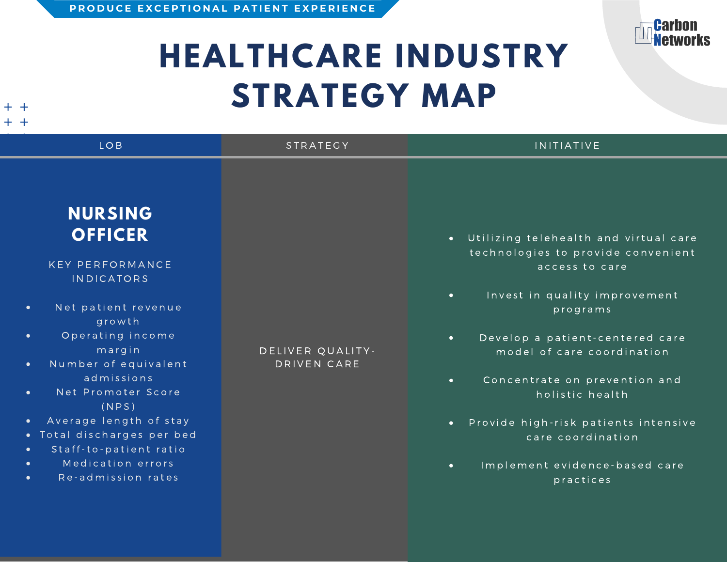PRODUCE EXCEPTIONAL PATIENT EXPERIENCE

# HEALTHCARE INDUSTRY STRATEGY MAP

Carbon Networks

| LOB | STRATEGY | INITIATIVE |
|---|---|---|
| **NURSING OFFICER**<br><br>KEY PERFORMANCE INDICATORS<br><br>• Net patient revenue growth<br>• Operating income margin<br>• Number of equivalent admissions<br>• Net Promoter Score (NPS)<br>• Average length of stay<br>• Total discharges per bed<br>• Staff-to-patient ratio<br>• Medication errors<br>• Re-admission rates | DELIVER QUALITY-DRIVEN CARE | • Utilizing telehealth and virtual care technologies to provide convenient access to care<br>• Invest in quality improvement programs<br>• Develop a patient-centered care model of care coordination<br>• Concentrate on prevention and holistic health<br>• Provide high-risk patients intensive care coordination<br>• Implement evidence-based care practices |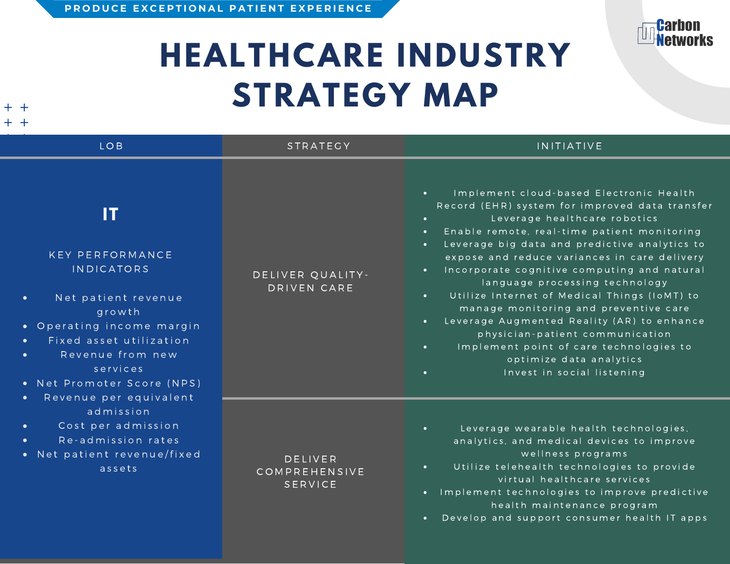PRODUCE EXCEPTIONAL PATIENT EXPERIENCE

# HEALTHCARE INDUSTRY STRATEGY MAP

Carbon Networks

| LOB | STRATEGY | INITIATIVE |
|---|---|---|
| **IT**<br><br>KEY PERFORMANCE INDICATORS<br><br>• Net patient revenue growth<br>• Operating income margin<br>• Fixed asset utilization<br>• Revenue from new services<br>• Net Promoter Score (NPS)<br>• Revenue per equivalent admission<br>• Cost per admission<br>• Re-admission rates<br>• Net patient revenue/fixed assets | DELIVER QUALITY-DRIVEN CARE | • Implement cloud-based Electronic Health Record (EHR) system for improved data transfer<br>• Leverage healthcare robotics<br>• Enable remote, real-time patient monitoring<br>• Leverage big data and predictive analytics to expose and reduce variances in care delivery<br>• Incorporate cognitive computing and natural language processing technology<br>• Utilize Internet of Medical Things (IoMT) to manage monitoring and preventive care<br>• Leverage Augmented Reality (AR) to enhance physician-patient communication<br>• Implement point of care technologies to optimize data analytics<br>• Invest in social listening |
| | DELIVER COMPREHENSIVE SERVICE | • Leverage wearable health technologies, analytics, and medical devices to improve wellness programs<br>• Utilize telehealth technologies to provide virtual healthcare services<br>• Implement technologies to improve predictive health maintenance program<br>• Develop and support consumer health IT apps |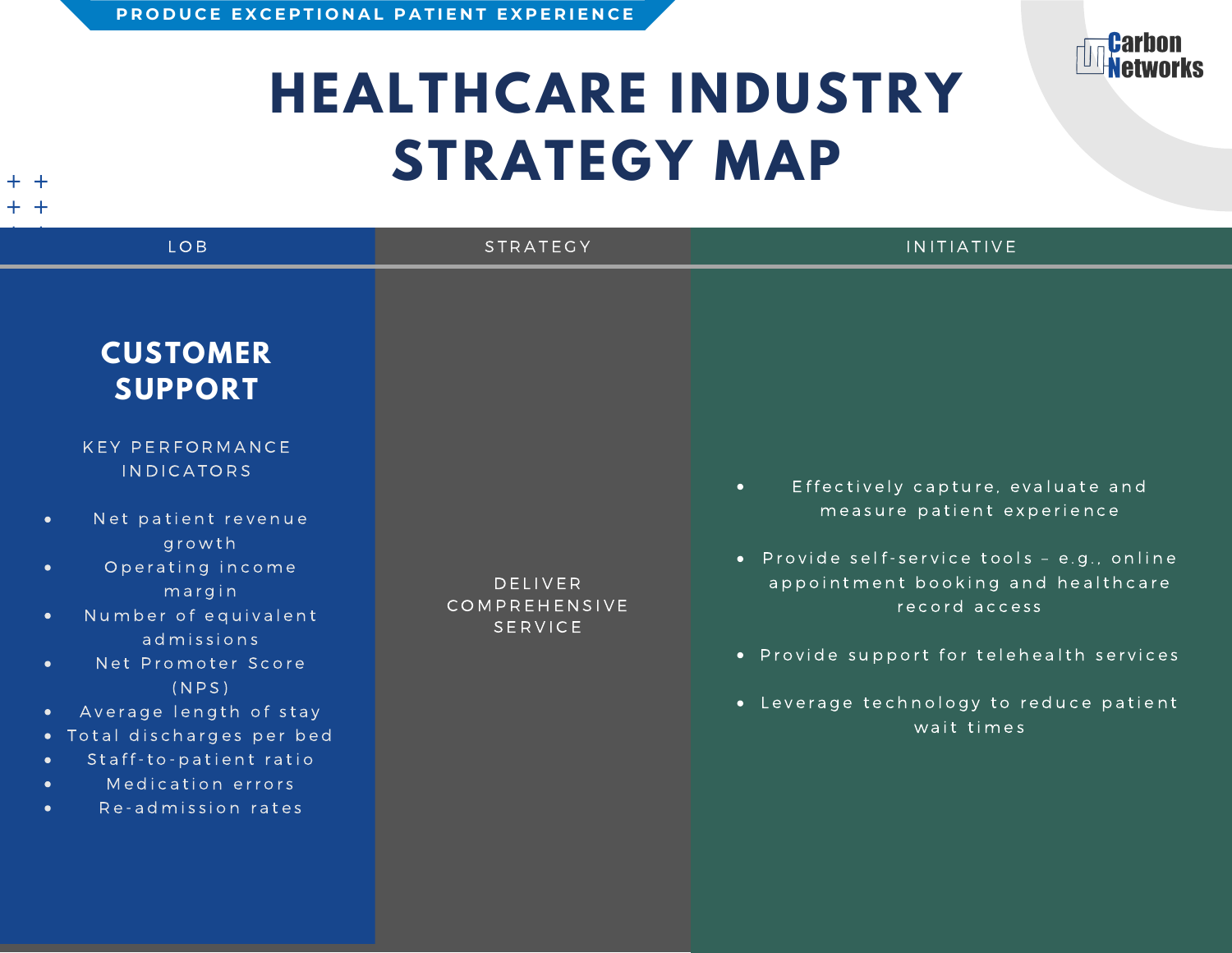PRODUCE EXCEPTIONAL PATIENT EXPERIENCE

Carbon Networks

# HEALTHCARE INDUSTRY STRATEGY MAP

| LOB | STRATEGY | INITIATIVE |
|---|---|---|
| **CUSTOMER SUPPORT**<br><br>KEY PERFORMANCE INDICATORS<br><br>• Net patient revenue growth<br>• Operating income margin<br>• Number of equivalent admissions<br>• Net Promoter Score (NPS)<br>• Average length of stay<br>• Total discharges per bed<br>• Staff-to-patient ratio<br>• Medication errors<br>• Re-admission rates | DELIVER COMPREHENSIVE SERVICE | • Effectively capture, evaluate and measure patient experience<br>• Provide self-service tools – e.g., online appointment booking and healthcare record access<br>• Provide support for telehealth services<br>• Leverage technology to reduce patient wait times |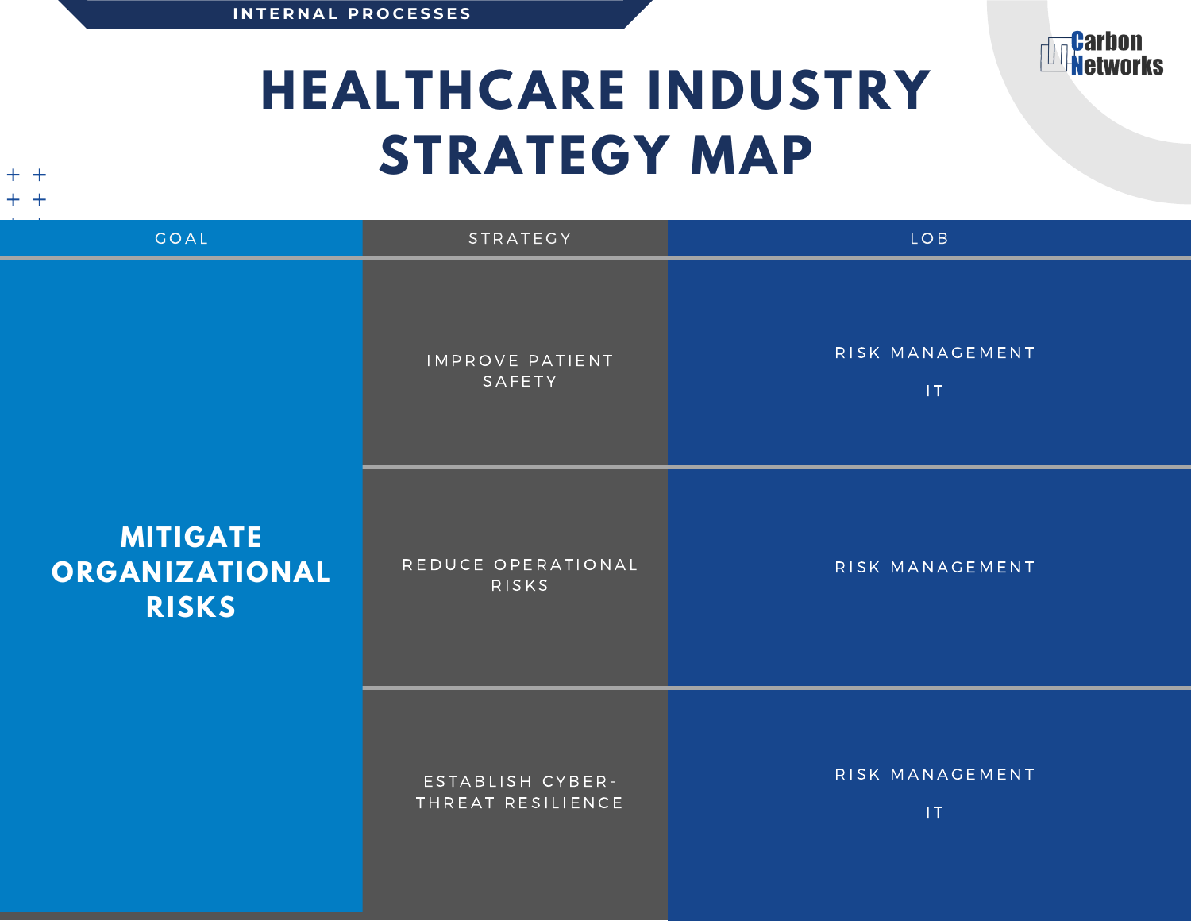INTERNAL PROCESSES

# HEALTHCARE INDUSTRY STRATEGY MAP

| GOAL | STRATEGY | LOB |
| --- | --- | --- |
| MITIGATE ORGANIZATIONAL RISKS | IMPROVE PATIENT SAFETY | RISK MANAGEMENT<br>IT |
| | REDUCE OPERATIONAL RISKS | RISK MANAGEMENT |
| | ESTABLISH CYBER-THREAT RESILIENCE | RISK MANAGEMENT<br>IT |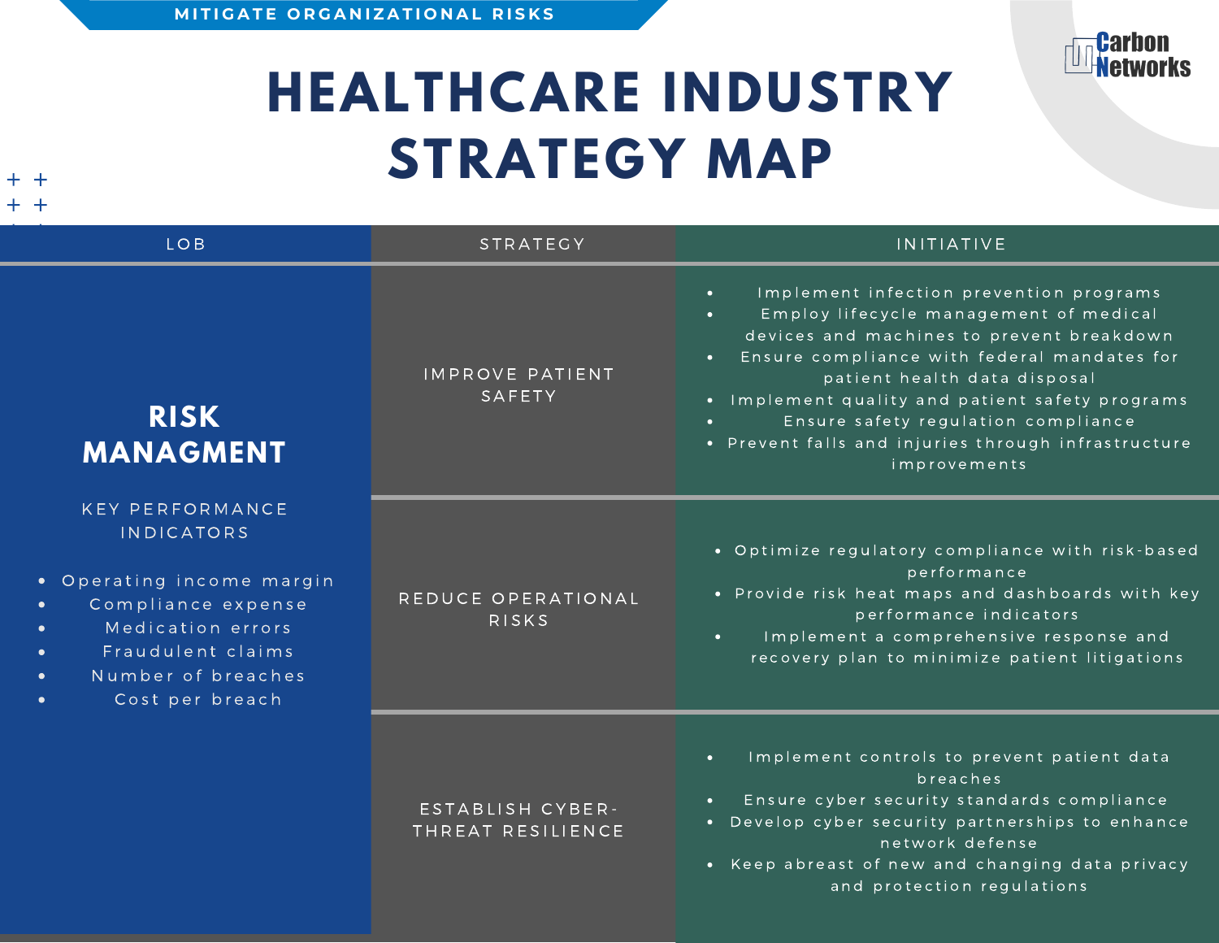MITIGATE ORGANIZATIONAL RISKS

# HEALTHCARE INDUSTRY STRATEGY MAP

| LOB | STRATEGY | INITIATIVE |
|---|---|---|
| **RISK MANAGMENT**<br><br>KEY PERFORMANCE INDICATORS<br><br>• Operating income margin<br>• Compliance expense<br>• Medication errors<br>• Fraudulent claims<br>• Number of breaches<br>• Cost per breach | IMPROVE PATIENT SAFETY | • Implement infection prevention programs<br>• Employ lifecycle management of medical devices and machines to prevent breakdown<br>• Ensure compliance with federal mandates for patient health data disposal<br>• Implement quality and patient safety programs<br>• Ensure safety regulation compliance<br>• Prevent falls and injuries through infrastructure improvements |
| | REDUCE OPERATIONAL RISKS | • Optimize regulatory compliance with risk-based performance<br>• Provide risk heat maps and dashboards with key performance indicators<br>• Implement a comprehensive response and recovery plan to minimize patient litigations |
| | ESTABLISH CYBER-THREAT RESILIENCE | • Implement controls to prevent patient data breaches<br>• Ensure cyber security standards compliance<br>• Develop cyber security partnerships to enhance network defense<br>• Keep abreast of new and changing data privacy and protection regulations |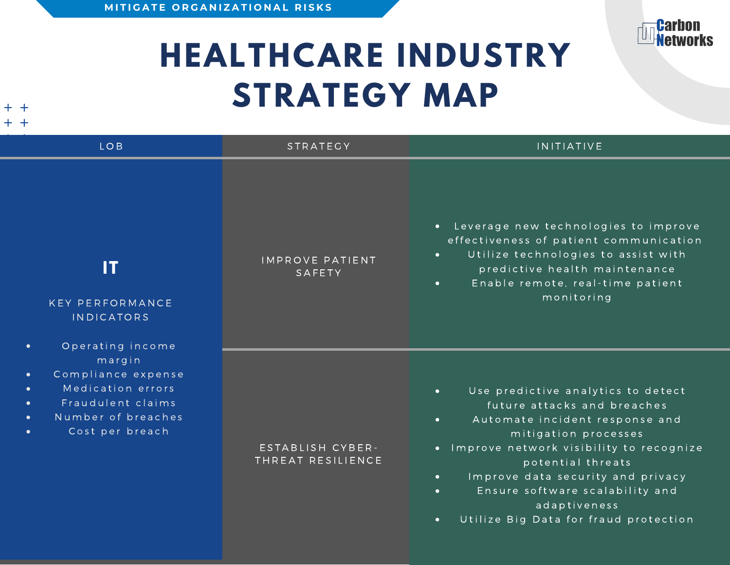MITIGATE ORGANIZATIONAL RISKS

# HEALTHCARE INDUSTRY STRATEGY MAP

| LOB | STRATEGY | INITIATIVE |
| --- | --- | --- |
| **IT**<br><br>KEY PERFORMANCE INDICATORS<br><br>• Operating income margin<br>• Compliance expense<br>• Medication errors<br>• Fraudulent claims<br>• Number of breaches<br>• Cost per breach | IMPROVE PATIENT SAFETY | • Leverage new technologies to improve effectiveness of patient communication<br>• Utilize technologies to assist with predictive health maintenance<br>• Enable remote, real-time patient monitoring |
| | ESTABLISH CYBER-THREAT RESILIENCE | • Use predictive analytics to detect future attacks and breaches<br>• Automate incident response and mitigation processes<br>• Improve network visibility to recognize potential threats<br>• Improve data security and privacy<br>• Ensure software scalability and adaptiveness<br>• Utilize Big Data for fraud protection |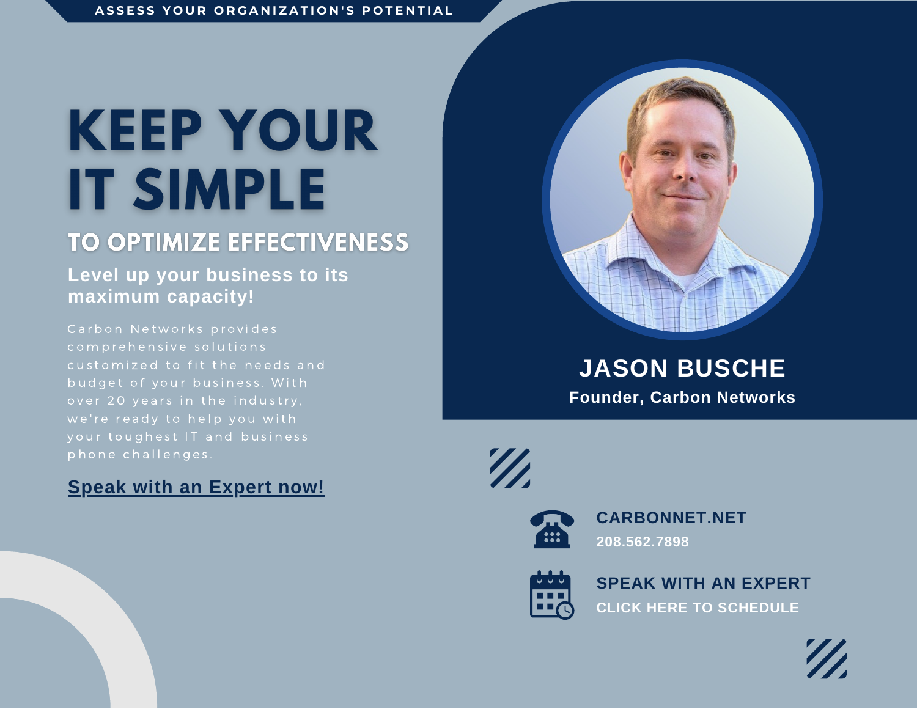ASSESS YOUR ORGANIZATION'S POTENTIAL

# KEEP YOUR IT SIMPLE

## TO OPTIMIZE EFFECTIVENESS

**Level up your business to its maximum capacity!**

Carbon Networks provides comprehensive solutions customized to fit the needs and budget of your business. With over 20 years in the industry, we're ready to help you with your toughest IT and business phone challenges.

**Speak with an Expert now!**

**JASON BUSCHE**

**Founder, Carbon Networks**

**CARBONNET.NET**

**208.562.7898**

**SPEAK WITH AN EXPERT**

**CLICK HERE TO SCHEDULE**